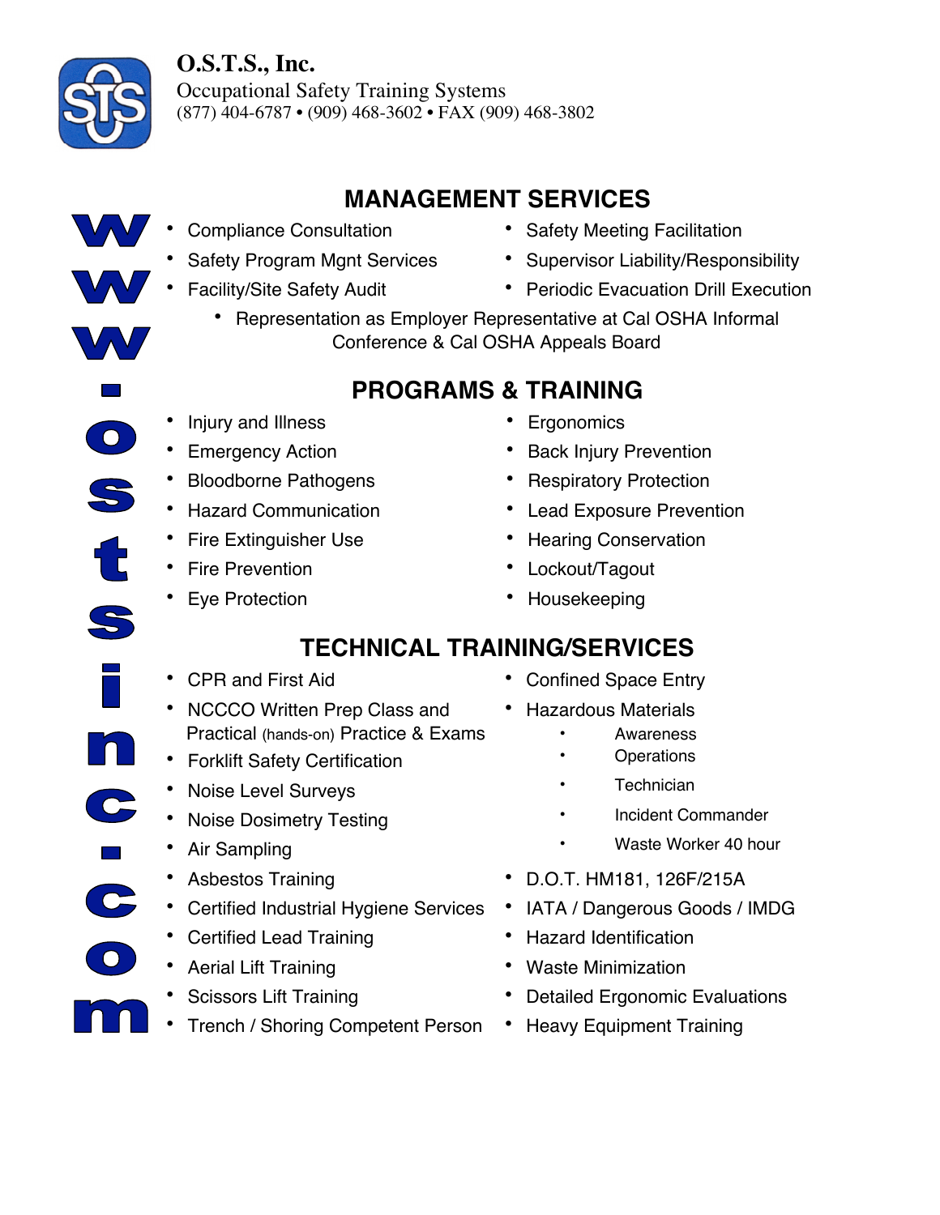**O.S.T.S., Inc.**
Occupational Safety Training Systems
(877) 404-6787 • (909) 468-3602 • FAX (909) 468-3802

www.ostsinc.com

## MANAGEMENT SERVICES

- Compliance Consultation
- Safety Program Mgnt Services
- Facility/Site Safety Audit
- Safety Meeting Facilitation
- Supervisor Liability/Responsibility
- Periodic Evacuation Drill Execution
- Representation as Employer Representative at Cal OSHA Informal Conference & Cal OSHA Appeals Board

## PROGRAMS & TRAINING

- Injury and Illness
- Emergency Action
- Bloodborne Pathogens
- Hazard Communication
- Fire Extinguisher Use
- Fire Prevention
- Eye Protection
- Ergonomics
- Back Injury Prevention
- Respiratory Protection
- Lead Exposure Prevention
- Hearing Conservation
- Lockout/Tagout
- Housekeeping

## TECHNICAL TRAINING/SERVICES

- CPR and First Aid
- NCCCO Written Prep Class and Practical (hands-on) Practice & Exams
- Forklift Safety Certification
- Noise Level Surveys
- Noise Dosimetry Testing
- Air Sampling
- Asbestos Training
- Certified Industrial Hygiene Services
- Certified Lead Training
- Aerial Lift Training
- Scissors Lift Training
- Trench / Shoring Competent Person
- Confined Space Entry
- Hazardous Materials
  - Awareness
  - Operations
  - Technician
  - Incident Commander
  - Waste Worker 40 hour
- D.O.T. HM181, 126F/215A
- IATA / Dangerous Goods / IMDG
- Hazard Identification
- Waste Minimization
- Detailed Ergonomic Evaluations
- Heavy Equipment Training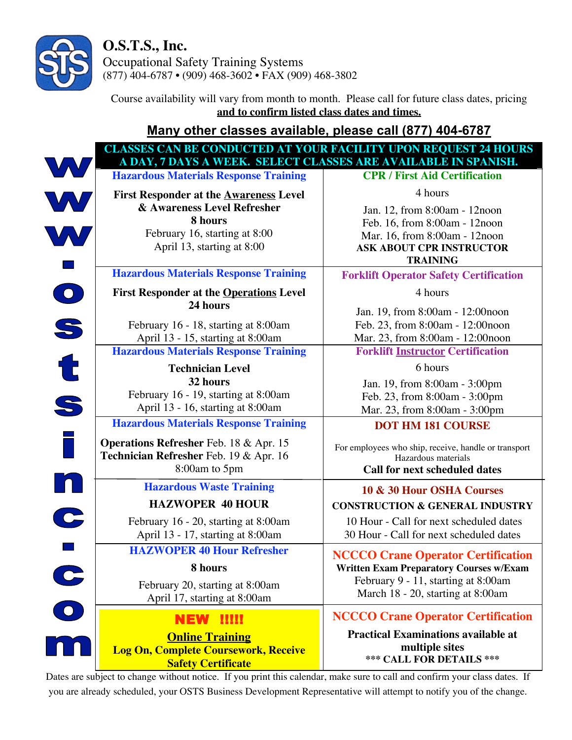# O.S.T.S., Inc.

Occupational Safety Training Systems
(877) 404-6787 • (909) 468-3602 • FAX (909) 468-3802

Course availability will vary from month to month. Please call for future class dates, pricing **and to confirm listed class dates and times.**

## Many other classes available, please call (877) 404-6787

www.ostsinc.com

**CLASSES CAN BE CONDUCTED AT YOUR FACILITY UPON REQUEST 24 HOURS A DAY, 7 DAYS A WEEK. SELECT CLASSES ARE AVAILABLE IN SPANISH.**

| | |
|---|---|
| **Hazardous Materials Response Training**<br>**First Responder at the Awareness Level & Awareness Level Refresher**<br>**8 hours**<br>February 16, starting at 8:00<br>April 13, starting at 8:00 | **CPR / First Aid Certification**<br>4 hours<br>Jan. 12, from 8:00am - 12noon<br>Feb. 16, from 8:00am - 12noon<br>Mar. 16, from 8:00am - 12noon<br>**ASK ABOUT CPR INSTRUCTOR TRAINING** |
| **Hazardous Materials Response Training**<br>**First Responder at the Operations Level**<br>**24 hours**<br>February 16 - 18, starting at 8:00am<br>April 13 - 15, starting at 8:00am | **Forklift Operator Safety Certification**<br>4 hours<br>Jan. 19, from 8:00am - 12:00noon<br>Feb. 23, from 8:00am - 12:00noon<br>Mar. 23, from 8:00am - 12:00noon |
| **Hazardous Materials Response Training**<br>**Technician Level**<br>**32 hours**<br>February 16 - 19, starting at 8:00am<br>April 13 - 16, starting at 8:00am | **Forklift Instructor Certification**<br>6 hours<br>Jan. 19, from 8:00am - 3:00pm<br>Feb. 23, from 8:00am - 3:00pm<br>Mar. 23, from 8:00am - 3:00pm |
| **Hazardous Materials Response Training**<br>**Operations Refresher** Feb. 18 & Apr. 15<br>**Technician Refresher** Feb. 19 & Apr. 16<br>8:00am to 5pm | **DOT HM 181 COURSE**<br>For employees who ship, receive, handle or transport Hazardous materials<br>**Call for next scheduled dates** |
| **Hazardous Waste Training**<br>**HAZWOPER 40 HOUR**<br>February 16 - 20, starting at 8:00am<br>April 13 - 17, starting at 8:00am | **10 & 30 Hour OSHA Courses**<br>**CONSTRUCTION & GENERAL INDUSTRY**<br>10 Hour - Call for next scheduled dates<br>30 Hour - Call for next scheduled dates |
| **HAZWOPER 40 Hour Refresher**<br>**8 hours**<br>February 20, starting at 8:00am<br>April 17, starting at 8:00am | **NCCCO Crane Operator Certification**<br>**Written Exam Preparatory Courses w/Exam**<br>February 9 - 11, starting at 8:00am<br>March 18 - 20, starting at 8:00am |
| **NEW !!!!!**<br>**Online Training**<br>**Log On, Complete Coursework, Receive Safety Certificate** | **NCCCO Crane Operator Certification**<br>**Practical Examinations available at multiple sites**<br>**\*\*\* CALL FOR DETAILS \*\*\*** |

Dates are subject to change without notice. If you print this calendar, make sure to call and confirm your class dates. If you are already scheduled, your OSTS Business Development Representative will attempt to notify you of the change.